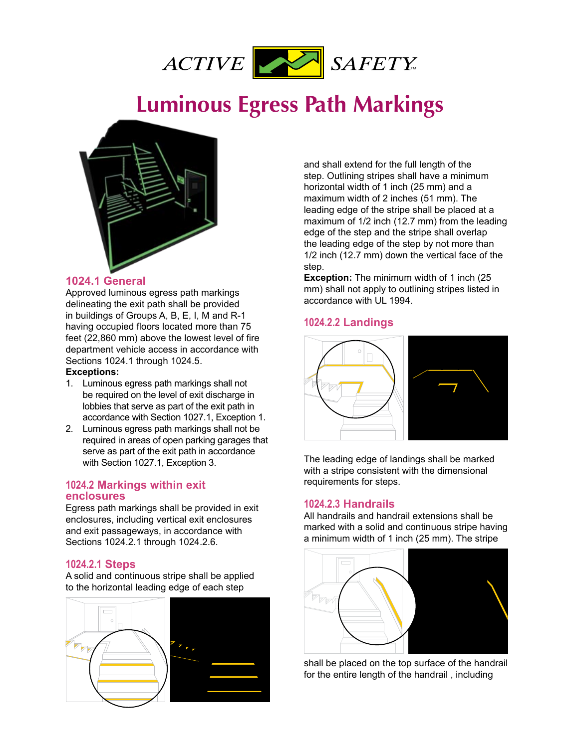ACTIVE SAFETY™

# Luminous Egress Path Markings

## 1024.1 General

Approved luminous egress path markings delineating the exit path shall be provided in buildings of Groups A, B, E, I, M and R-1 having occupied floors located more than 75 feet (22,860 mm) above the lowest level of fire department vehicle access in accordance with Sections 1024.1 through 1024.5.

**Exceptions:**

1. Luminous egress path markings shall not be required on the level of exit discharge in lobbies that serve as part of the exit path in accordance with Section 1027.1, Exception 1.
2. Luminous egress path markings shall not be required in areas of open parking garages that serve as part of the exit path in accordance with Section 1027.1, Exception 3.

## 1024.2 Markings within exit enclosures

Egress path markings shall be provided in exit enclosures, including vertical exit enclosures and exit passageways, in accordance with Sections 1024.2.1 through 1024.2.6.

### 1024.2.1 Steps

A solid and continuous stripe shall be applied to the horizontal leading edge of each step and shall extend for the full length of the step. Outlining stripes shall have a minimum horizontal width of 1 inch (25 mm) and a maximum width of 2 inches (51 mm). The leading edge of the stripe shall be placed at a maximum of 1/2 inch (12.7 mm) from the leading edge of the step and the stripe shall overlap the leading edge of the step by not more than 1/2 inch (12.7 mm) down the vertical face of the step.

**Exception:** The minimum width of 1 inch (25 mm) shall not apply to outlining stripes listed in accordance with UL 1994.

### 1024.2.2 Landings

The leading edge of landings shall be marked with a stripe consistent with the dimensional requirements for steps.

### 1024.2.3 Handrails

All handrails and handrail extensions shall be marked with a solid and continuous stripe having a minimum width of 1 inch (25 mm). The stripe shall be placed on the top surface of the handrail for the entire length of the handrail , including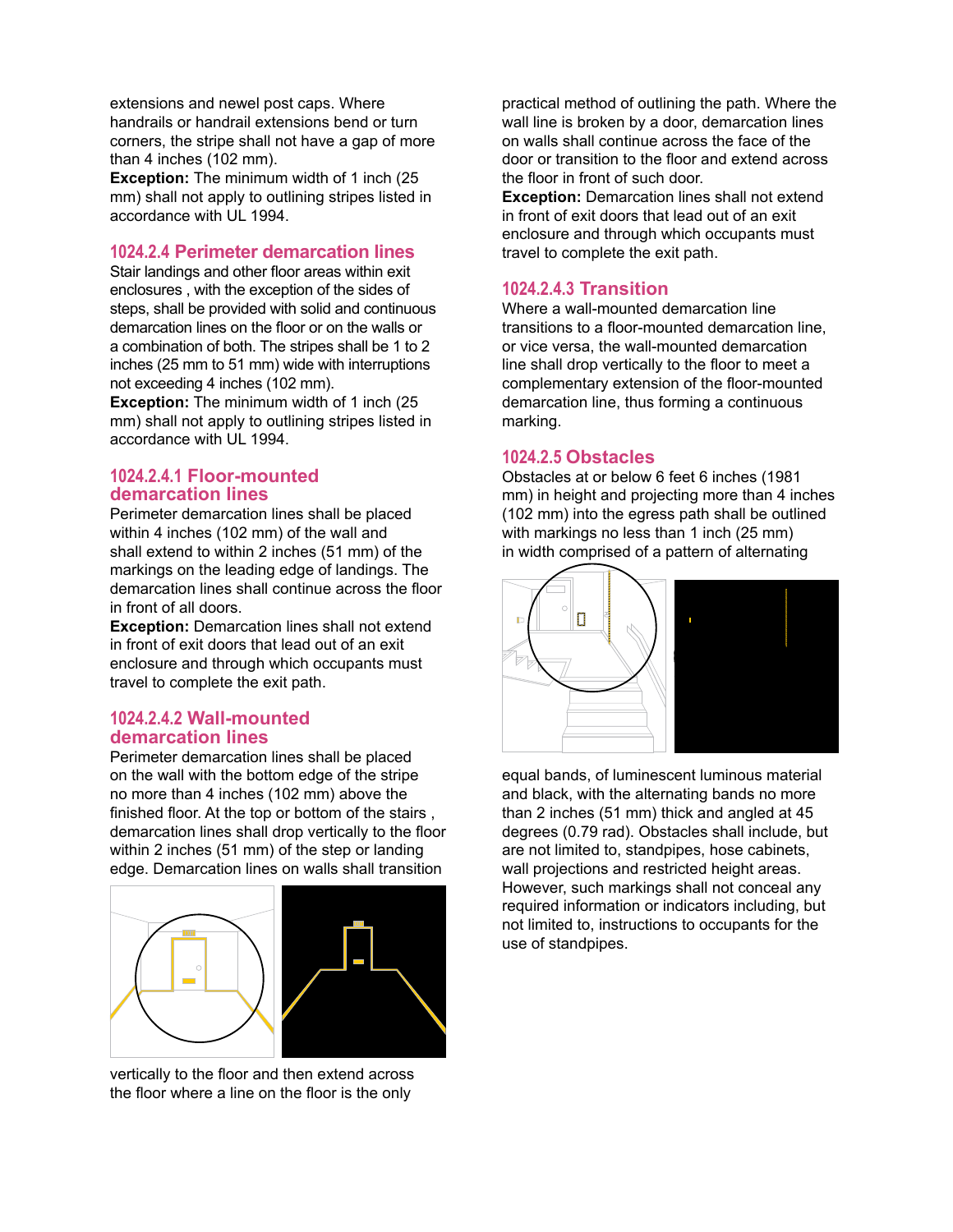extensions and newel post caps. Where handrails or handrail extensions bend or turn corners, the stripe shall not have a gap of more than 4 inches (102 mm).

**Exception:** The minimum width of 1 inch (25 mm) shall not apply to outlining stripes listed in accordance with UL 1994.

## 1024.2.4 Perimeter demarcation lines

Stair landings and other floor areas within exit enclosures , with the exception of the sides of steps, shall be provided with solid and continuous demarcation lines on the floor or on the walls or a combination of both. The stripes shall be 1 to 2 inches (25 mm to 51 mm) wide with interruptions not exceeding 4 inches (102 mm).

**Exception:** The minimum width of 1 inch (25 mm) shall not apply to outlining stripes listed in accordance with UL 1994.

### 1024.2.4.1 Floor-mounted demarcation lines

Perimeter demarcation lines shall be placed within 4 inches (102 mm) of the wall and shall extend to within 2 inches (51 mm) of the markings on the leading edge of landings. The demarcation lines shall continue across the floor in front of all doors.

**Exception:** Demarcation lines shall not extend in front of exit doors that lead out of an exit enclosure and through which occupants must travel to complete the exit path.

### 1024.2.4.2 Wall-mounted demarcation lines

Perimeter demarcation lines shall be placed on the wall with the bottom edge of the stripe no more than 4 inches (102 mm) above the finished floor. At the top or bottom of the stairs , demarcation lines shall drop vertically to the floor within 2 inches (51 mm) of the step or landing edge. Demarcation lines on walls shall transition vertically to the floor and then extend across the floor where a line on the floor is the only practical method of outlining the path. Where the wall line is broken by a door, demarcation lines on walls shall continue across the face of the door or transition to the floor and extend across the floor in front of such door.

**Exception:** Demarcation lines shall not extend in front of exit doors that lead out of an exit enclosure and through which occupants must travel to complete the exit path.

### 1024.2.4.3 Transition

Where a wall-mounted demarcation line transitions to a floor-mounted demarcation line, or vice versa, the wall-mounted demarcation line shall drop vertically to the floor to meet a complementary extension of the floor-mounted demarcation line, thus forming a continuous marking.

## 1024.2.5 Obstacles

Obstacles at or below 6 feet 6 inches (1981 mm) in height and projecting more than 4 inches (102 mm) into the egress path shall be outlined with markings no less than 1 inch (25 mm) in width comprised of a pattern of alternating equal bands, of luminescent luminous material and black, with the alternating bands no more than 2 inches (51 mm) thick and angled at 45 degrees (0.79 rad). Obstacles shall include, but are not limited to, standpipes, hose cabinets, wall projections and restricted height areas. However, such markings shall not conceal any required information or indicators including, but not limited to, instructions to occupants for the use of standpipes.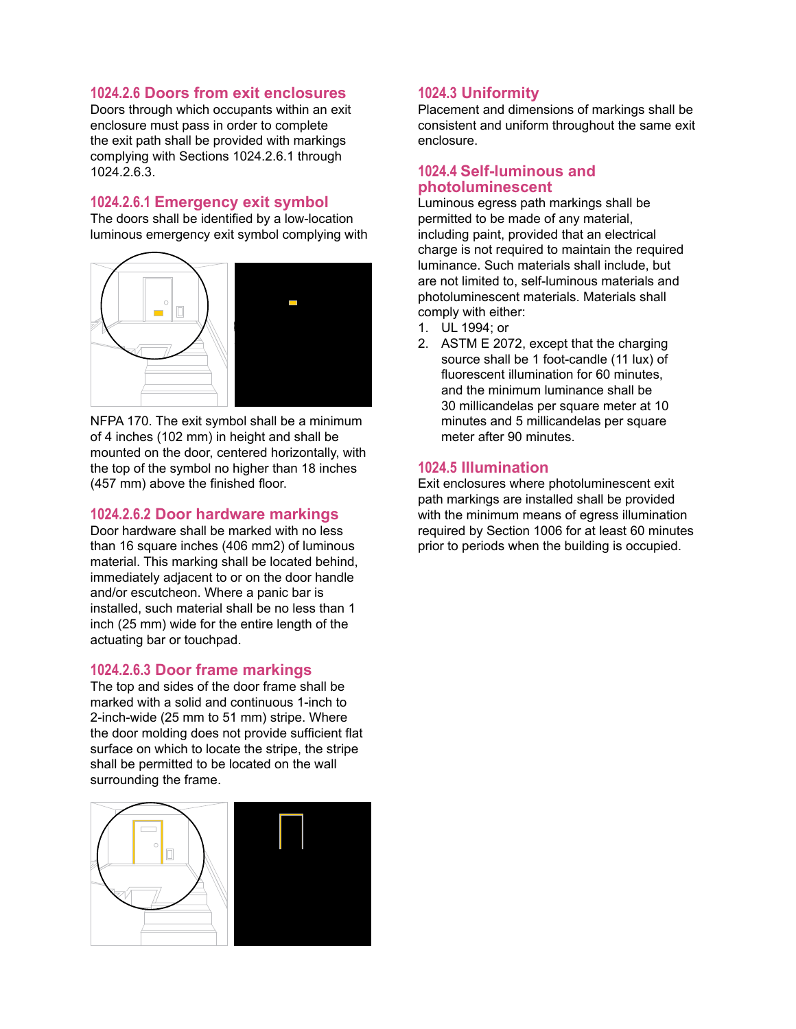### 1024.2.6 Doors from exit enclosures

Doors through which occupants within an exit enclosure must pass in order to complete the exit path shall be provided with markings complying with Sections 1024.2.6.1 through 1024.2.6.3.

### 1024.2.6.1 Emergency exit symbol

The doors shall be identified by a low-location luminous emergency exit symbol complying with NFPA 170. The exit symbol shall be a minimum of 4 inches (102 mm) in height and shall be mounted on the door, centered horizontally, with the top of the symbol no higher than 18 inches (457 mm) above the finished floor.

### 1024.2.6.2 Door hardware markings

Door hardware shall be marked with no less than 16 square inches (406 mm2) of luminous material. This marking shall be located behind, immediately adjacent to or on the door handle and/or escutcheon. Where a panic bar is installed, such material shall be no less than 1 inch (25 mm) wide for the entire length of the actuating bar or touchpad.

### 1024.2.6.3 Door frame markings

The top and sides of the door frame shall be marked with a solid and continuous 1-inch to 2-inch-wide (25 mm to 51 mm) stripe. Where the door molding does not provide sufficient flat surface on which to locate the stripe, the stripe shall be permitted to be located on the wall surrounding the frame.

### 1024.3 Uniformity

Placement and dimensions of markings shall be consistent and uniform throughout the same exit enclosure.

### 1024.4 Self-luminous and photoluminescent

Luminous egress path markings shall be permitted to be made of any material, including paint, provided that an electrical charge is not required to maintain the required luminance. Such materials shall include, but are not limited to, self-luminous materials and photoluminescent materials. Materials shall comply with either:

1. UL 1994; or
2. ASTM E 2072, except that the charging source shall be 1 foot-candle (11 lux) of fluorescent illumination for 60 minutes, and the minimum luminance shall be 30 millicandelas per square meter at 10 minutes and 5 millicandelas per square meter after 90 minutes.

### 1024.5 Illumination

Exit enclosures where photoluminescent exit path markings are installed shall be provided with the minimum means of egress illumination required by Section 1006 for at least 60 minutes prior to periods when the building is occupied.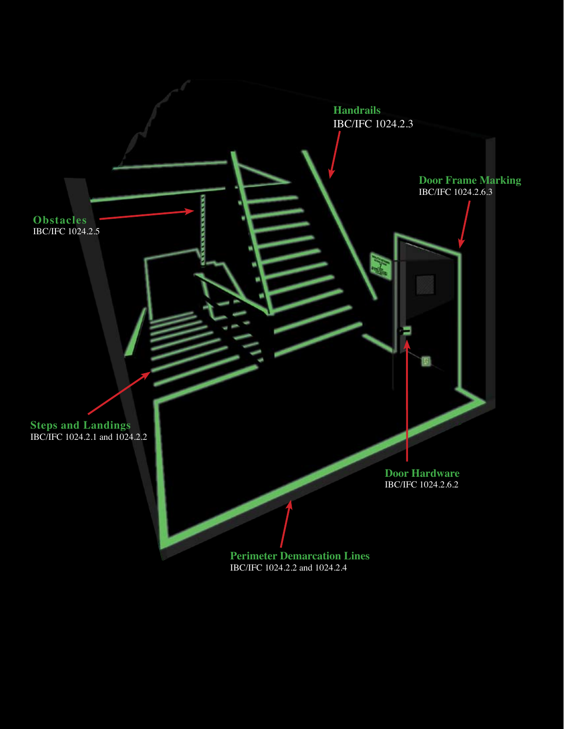Handrails
IBC/IFC 1024.2.3

Door Frame Marking
IBC/IFC 1024.2.6.3

Obstacles
IBC/IFC 1024.2.5

Steps and Landings
IBC/IFC 1024.2.1 and 1024.2.2

Door Hardware
IBC/IFC 1024.2.6.2

Perimeter Demarcation Lines
IBC/IFC 1024.2.2 and 1024.2.4